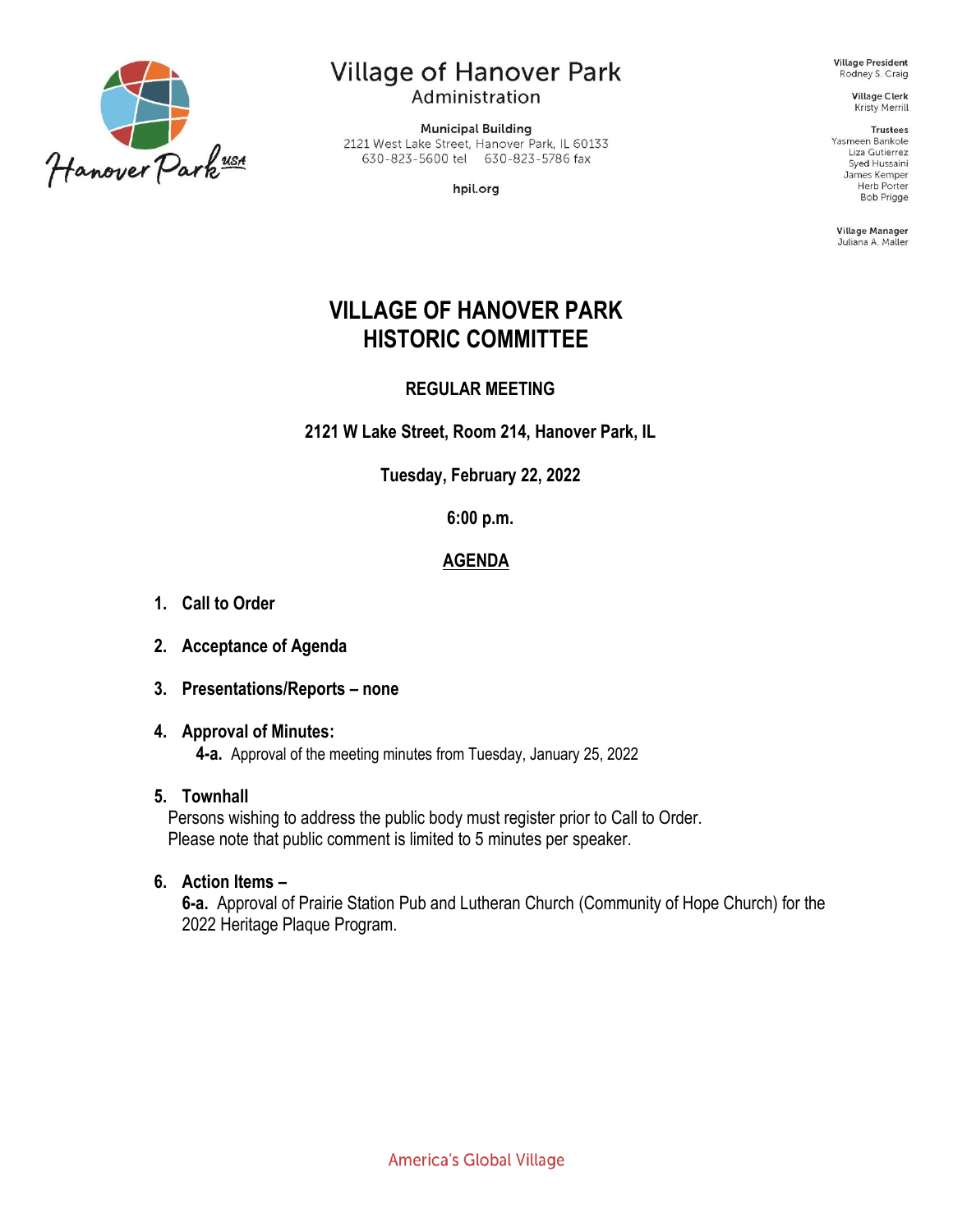Village of Hanover Park
Administration

Municipal Building
2121 West Lake Street, Hanover Park, IL 60133
630-823-5600 tel 630-823-5786 fax

hpil.org

Village President
Rodney S. Craig

Village Clerk
Kristy Merrill

Trustees
Yasmeen Bankole
Liza Gutierrez
Syed Hussaini
James Kemper
Herb Porter
Bob Prigge

Village Manager
Juliana A. Maller

# VILLAGE OF HANOVER PARK
# HISTORIC COMMITTEE

**REGULAR MEETING**

**2121 W Lake Street, Room 214, Hanover Park, IL**

**Tuesday, February 22, 2022**

**6:00 p.m.**

**AGENDA**

1. **Call to Order**

2. **Acceptance of Agenda**

3. **Presentations/Reports – none**

4. **Approval of Minutes:**
   **4-a.** Approval of the meeting minutes from Tuesday, January 25, 2022

5. **Townhall**
   Persons wishing to address the public body must register prior to Call to Order.
   Please note that public comment is limited to 5 minutes per speaker.

6. **Action Items –**
   **6-a.** Approval of Prairie Station Pub and Lutheran Church (Community of Hope Church) for the 2022 Heritage Plaque Program.

America's Global Village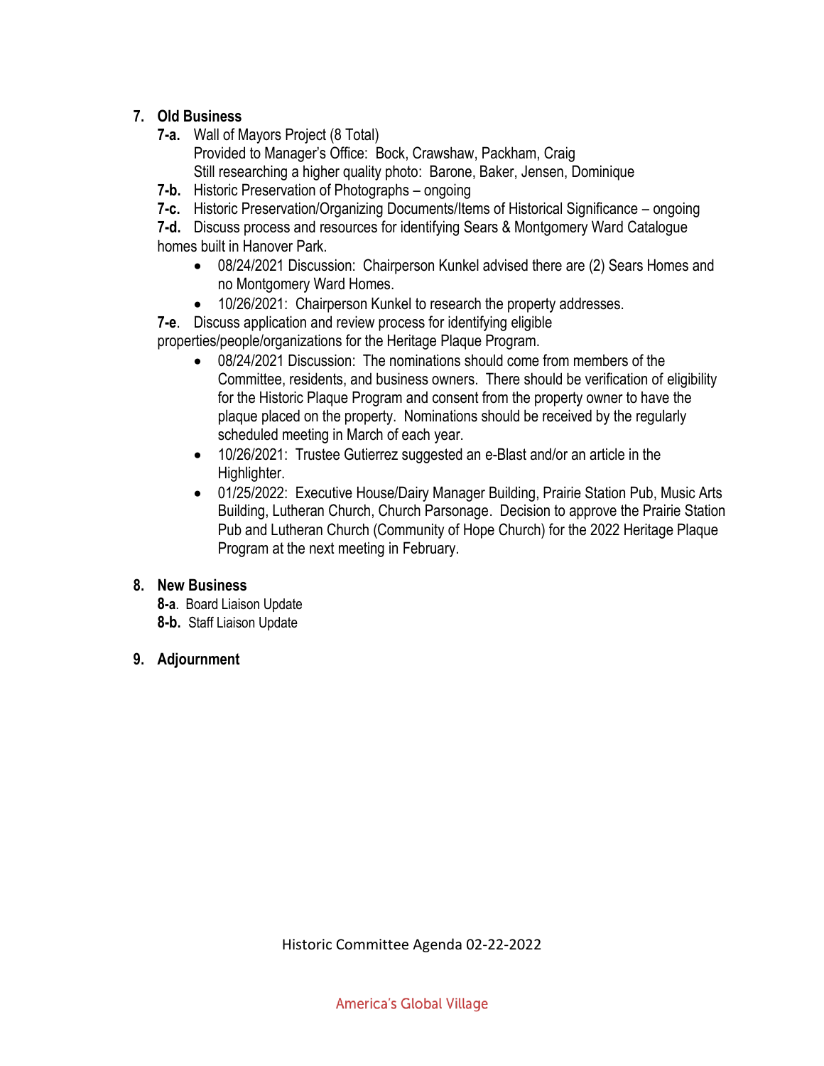7. **Old Business**
   - **7-a.** Wall of Mayors Project (8 Total)
     Provided to Manager's Office: Bock, Crawshaw, Packham, Craig
     Still researching a higher quality photo: Barone, Baker, Jensen, Dominique
   - **7-b.** Historic Preservation of Photographs – ongoing
   - **7-c.** Historic Preservation/Organizing Documents/Items of Historical Significance – ongoing
   - **7-d.** Discuss process and resources for identifying Sears & Montgomery Ward Catalogue homes built in Hanover Park.
     - 08/24/2021 Discussion: Chairperson Kunkel advised there are (2) Sears Homes and no Montgomery Ward Homes.
     - 10/26/2021: Chairperson Kunkel to research the property addresses.
   - **7-e**. Discuss application and review process for identifying eligible properties/people/organizations for the Heritage Plaque Program.
     - 08/24/2021 Discussion: The nominations should come from members of the Committee, residents, and business owners. There should be verification of eligibility for the Historic Plaque Program and consent from the property owner to have the plaque placed on the property. Nominations should be received by the regularly scheduled meeting in March of each year.
     - 10/26/2021: Trustee Gutierrez suggested an e-Blast and/or an article in the Highlighter.
     - 01/25/2022: Executive House/Dairy Manager Building, Prairie Station Pub, Music Arts Building, Lutheran Church, Church Parsonage. Decision to approve the Prairie Station Pub and Lutheran Church (Community of Hope Church) for the 2022 Heritage Plaque Program at the next meeting in February.

8. **New Business**
   - **8-a**. Board Liaison Update
   - **8-b.** Staff Liaison Update

9. **Adjournment**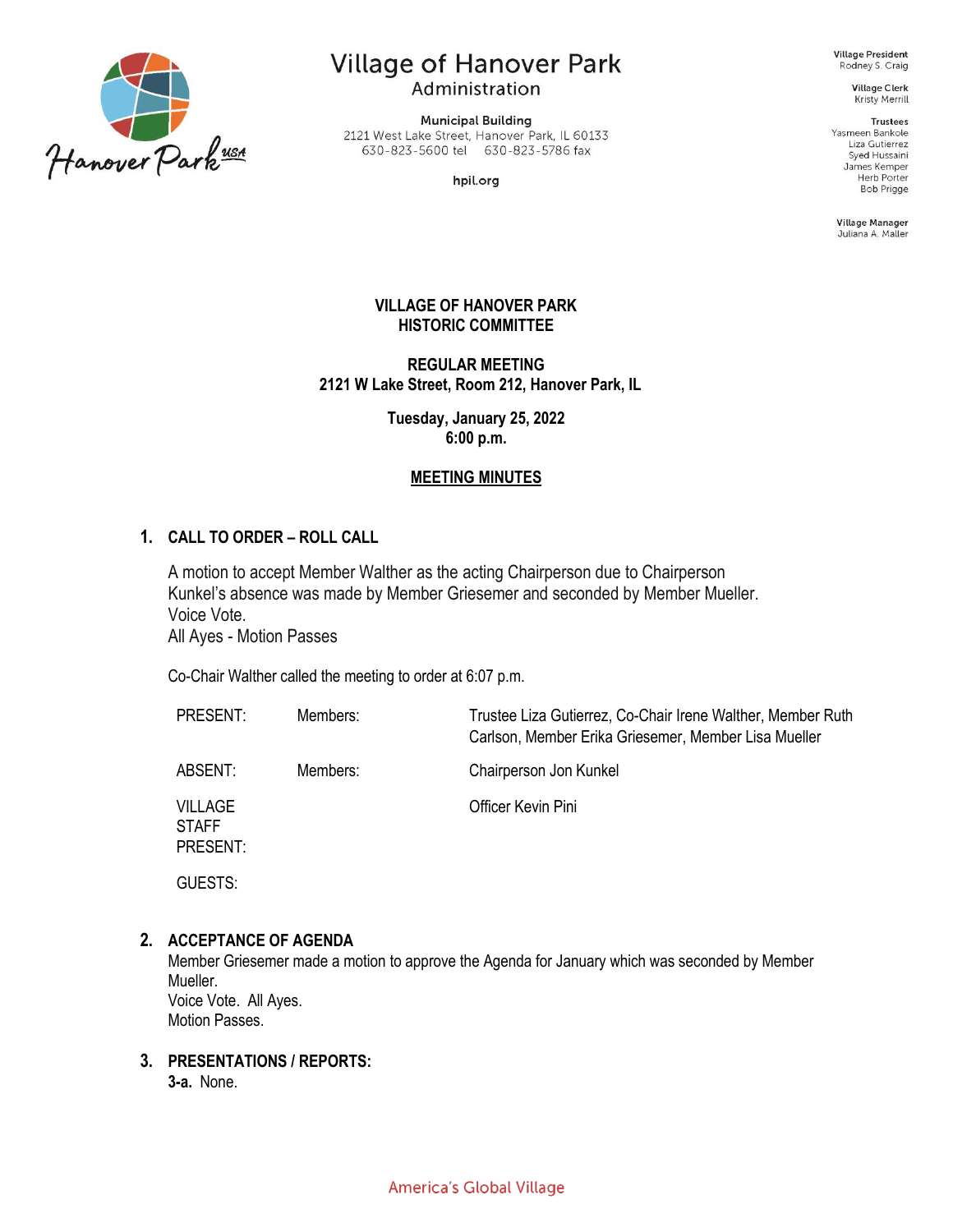Village of Hanover Park
Administration

Municipal Building
2121 West Lake Street, Hanover Park, IL 60133
630-823-5600 tel 630-823-5786 fax

hpil.org

Village President
Rodney S. Craig

Village Clerk
Kristy Merrill

Trustees
Yasmeen Bankole
Liza Gutierrez
Syed Hussaini
James Kemper
Herb Porter
Bob Prigge

Village Manager
Juliana A. Maller

**VILLAGE OF HANOVER PARK**
**HISTORIC COMMITTEE**

**REGULAR MEETING**
**2121 W Lake Street, Room 212, Hanover Park, IL**

**Tuesday, January 25, 2022**
**6:00 p.m.**

**MEETING MINUTES**

## 1. CALL TO ORDER – ROLL CALL

A motion to accept Member Walther as the acting Chairperson due to Chairperson Kunkel's absence was made by Member Griesemer and seconded by Member Mueller.
Voice Vote.
All Ayes - Motion Passes

Co-Chair Walther called the meeting to order at 6:07 p.m.

| | | |
|---|---|---|
| PRESENT: | Members: | Trustee Liza Gutierrez, Co-Chair Irene Walther, Member Ruth Carlson, Member Erika Griesemer, Member Lisa Mueller |
| ABSENT: | Members: | Chairperson Jon Kunkel |
| VILLAGE STAFF PRESENT: | | Officer Kevin Pini |
| GUESTS: | | |

## 2. ACCEPTANCE OF AGENDA

Member Griesemer made a motion to approve the Agenda for January which was seconded by Member Mueller.
Voice Vote. All Ayes.
Motion Passes.

## 3. PRESENTATIONS / REPORTS:

**3-a.** None.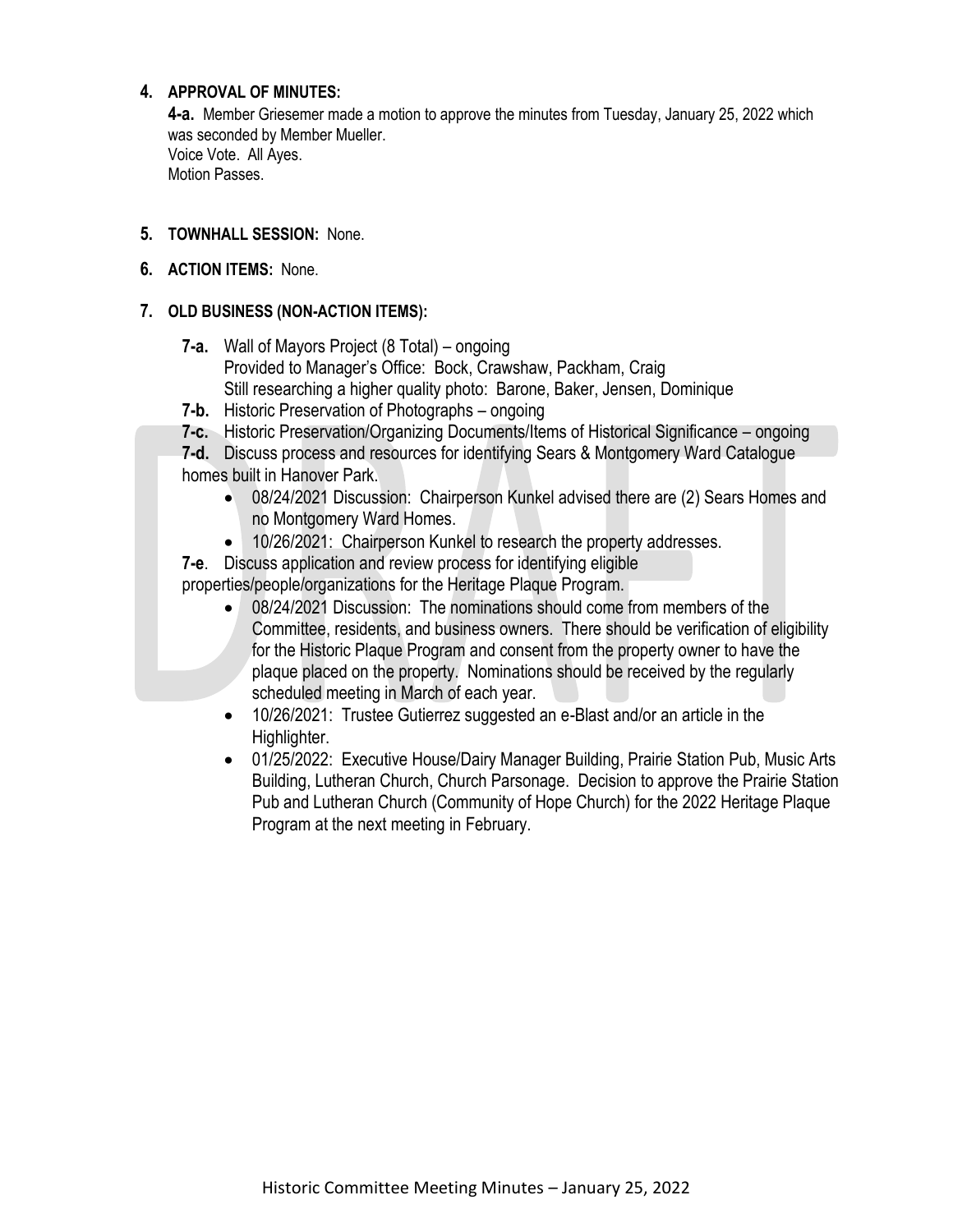**4. APPROVAL OF MINUTES:**

**4-a.** Member Griesemer made a motion to approve the minutes from Tuesday, January 25, 2022 which was seconded by Member Mueller.
Voice Vote. All Ayes.
Motion Passes.

**5. TOWNHALL SESSION:** None.

**6. ACTION ITEMS:** None.

**7. OLD BUSINESS (NON-ACTION ITEMS):**

**7-a.** Wall of Mayors Project (8 Total) – ongoing
Provided to Manager's Office: Bock, Crawshaw, Packham, Craig
Still researching a higher quality photo: Barone, Baker, Jensen, Dominique

**7-b.** Historic Preservation of Photographs – ongoing

**7-c.** Historic Preservation/Organizing Documents/Items of Historical Significance – ongoing

**7-d.** Discuss process and resources for identifying Sears & Montgomery Ward Catalogue homes built in Hanover Park.

- 08/24/2021 Discussion: Chairperson Kunkel advised there are (2) Sears Homes and no Montgomery Ward Homes.
- 10/26/2021: Chairperson Kunkel to research the property addresses.

**7-e**. Discuss application and review process for identifying eligible properties/people/organizations for the Heritage Plaque Program.

- 08/24/2021 Discussion: The nominations should come from members of the Committee, residents, and business owners. There should be verification of eligibility for the Historic Plaque Program and consent from the property owner to have the plaque placed on the property. Nominations should be received by the regularly scheduled meeting in March of each year.
- 10/26/2021: Trustee Gutierrez suggested an e-Blast and/or an article in the Highlighter.
- 01/25/2022: Executive House/Dairy Manager Building, Prairie Station Pub, Music Arts Building, Lutheran Church, Church Parsonage. Decision to approve the Prairie Station Pub and Lutheran Church (Community of Hope Church) for the 2022 Heritage Plaque Program at the next meeting in February.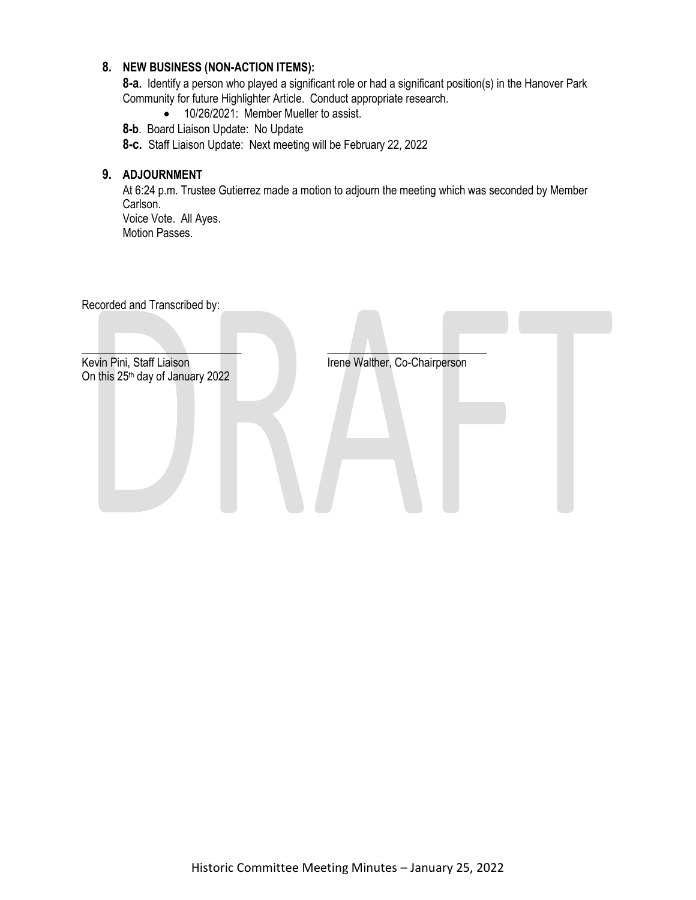## 8. NEW BUSINESS (NON-ACTION ITEMS):

**8-a.** Identify a person who played a significant role or had a significant position(s) in the Hanover Park Community for future Highlighter Article. Conduct appropriate research.

- 10/26/2021: Member Mueller to assist.

**8-b**. Board Liaison Update: No Update

**8-c.** Staff Liaison Update: Next meeting will be February 22, 2022

## 9. ADJOURNMENT

At 6:24 p.m. Trustee Gutierrez made a motion to adjourn the meeting which was seconded by Member Carlson.
Voice Vote. All Ayes.
Motion Passes.

Recorded and Transcribed by:

\_\_\_\_\_\_\_\_\_\_\_\_\_\_\_\_\_\_\_\_\_\_\_\_\_\_\_\_\_\_
Kevin Pini, Staff Liaison
On this 25th day of January 2022

\_\_\_\_\_\_\_\_\_\_\_\_\_\_\_\_\_\_\_\_\_\_\_\_\_\_\_\_\_\_
Irene Walther, Co-Chairperson

DRAFT